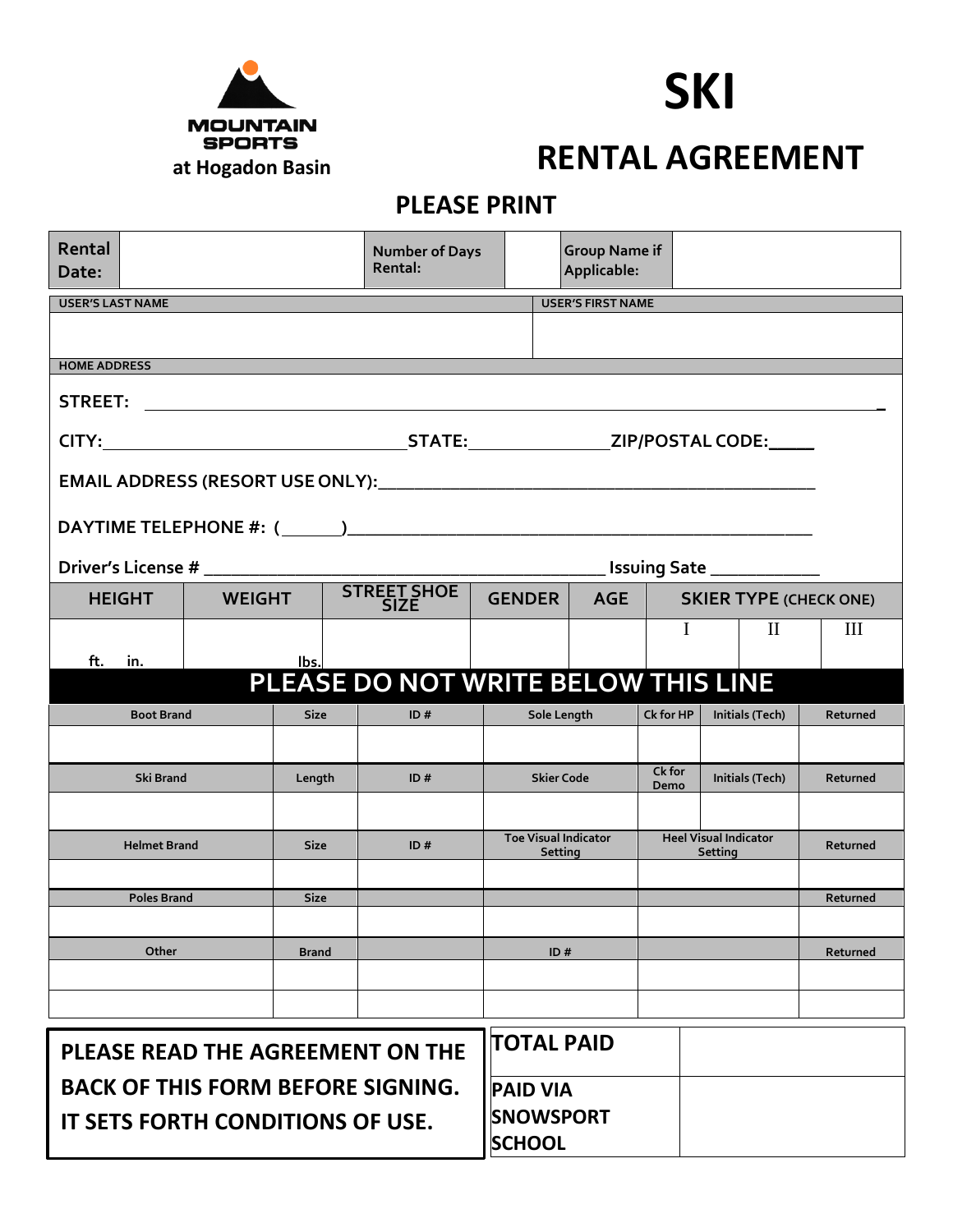MOUNTAIN SPORTS

at Hogadon Basin

# SKI

# RENTAL AGREEMENT

## PLEASE PRINT

| Rental Date: | | Number of Days Rental: | | Group Name if Applicable: | |
|---|---|---|---|---|---|

| USER'S LAST NAME | USER'S FIRST NAME |
|---|---|
| | |

**HOME ADDRESS**

STREET: ___________________________________________________________________

CITY:______________________________STATE:______________ZIP/POSTAL CODE:_____

EMAIL ADDRESS (RESORT USE ONLY):_____________________________________________

DAYTIME TELEPHONE #: (______)_______________________________________________

Driver's License # ____________________________________ Issuing Sate ___________

| HEIGHT | WEIGHT | STREET SHOE SIZE | GENDER | AGE | SKIER TYPE (CHECK ONE) | | |
|---|---|---|---|---|---|---|---|
| | | | | | I | II | III |
| ft. in. | lbs. | | | | | | |

## PLEASE DO NOT WRITE BELOW THIS LINE

| Boot Brand | Size | ID # | Sole Length | Ck for HP | Initials (Tech) | Returned |
|---|---|---|---|---|---|---|
| | | | | | | |
| **Ski Brand** | **Length** | **ID #** | **Skier Code** | **Ck for Demo** | **Initials (Tech)** | **Returned** |
| | | | | | | |
| **Helmet Brand** | **Size** | **ID #** | **Toe Visual Indicator Setting** | **Heel Visual Indicator Setting** | | **Returned** |
| | | | | | | |
| **Poles Brand** | **Size** | | | | | **Returned** |
| | | | | | | |
| **Other** | **Brand** | | **ID #** | | | **Returned** |
| | | | | | | |
| | | | | | | |

**PLEASE READ THE AGREEMENT ON THE BACK OF THIS FORM BEFORE SIGNING. IT SETS FORTH CONDITIONS OF USE.**

| TOTAL PAID | |
|---|---|
| PAID VIA SNOWSPORT SCHOOL | |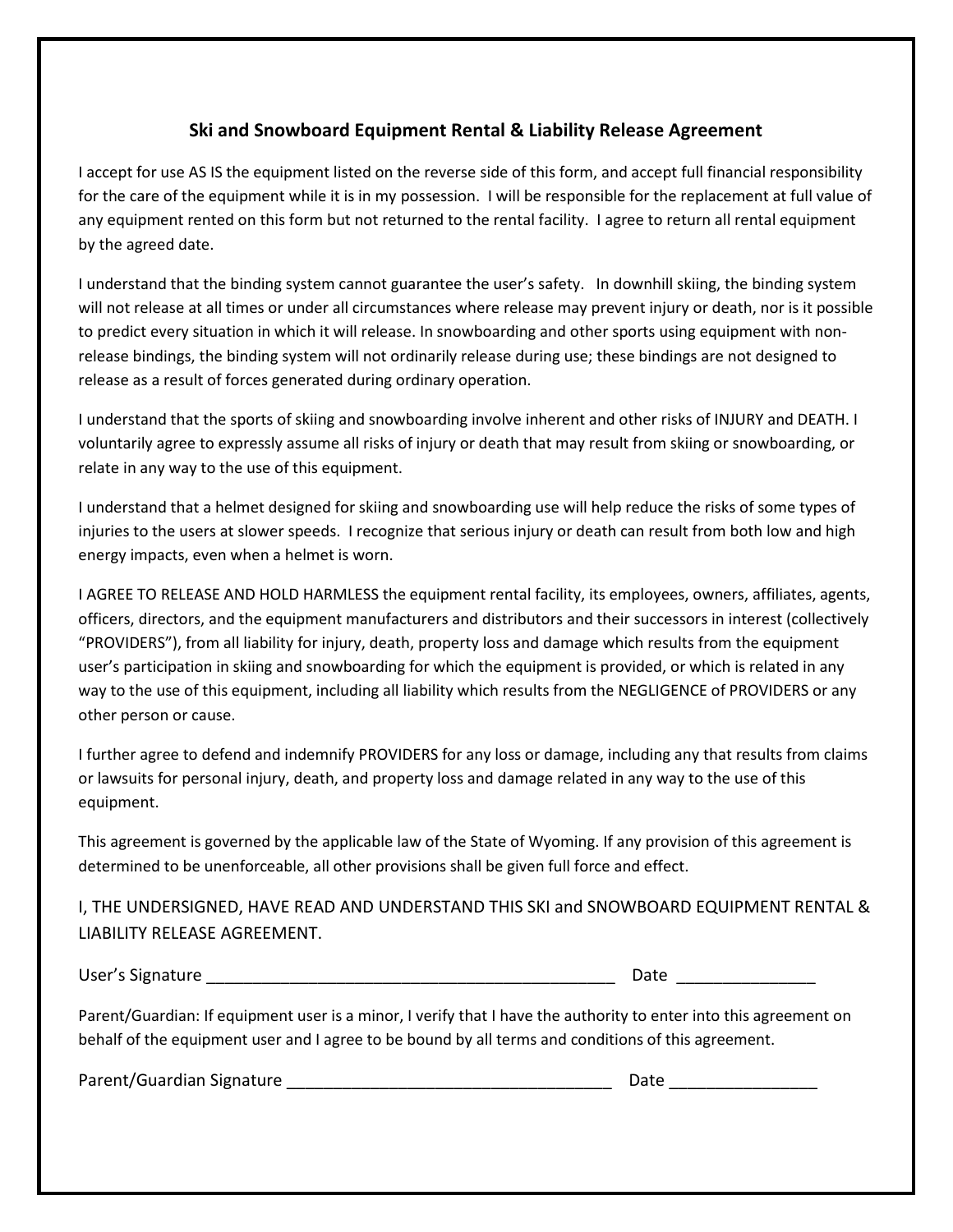## Ski and Snowboard Equipment Rental & Liability Release Agreement

I accept for use AS IS the equipment listed on the reverse side of this form, and accept full financial responsibility for the care of the equipment while it is in my possession. I will be responsible for the replacement at full value of any equipment rented on this form but not returned to the rental facility. I agree to return all rental equipment by the agreed date.

I understand that the binding system cannot guarantee the user's safety. In downhill skiing, the binding system will not release at all times or under all circumstances where release may prevent injury or death, nor is it possible to predict every situation in which it will release. In snowboarding and other sports using equipment with non-release bindings, the binding system will not ordinarily release during use; these bindings are not designed to release as a result of forces generated during ordinary operation.

I understand that the sports of skiing and snowboarding involve inherent and other risks of INJURY and DEATH. I voluntarily agree to expressly assume all risks of injury or death that may result from skiing or snowboarding, or relate in any way to the use of this equipment.

I understand that a helmet designed for skiing and snowboarding use will help reduce the risks of some types of injuries to the users at slower speeds. I recognize that serious injury or death can result from both low and high energy impacts, even when a helmet is worn.

I AGREE TO RELEASE AND HOLD HARMLESS the equipment rental facility, its employees, owners, affiliates, agents, officers, directors, and the equipment manufacturers and distributors and their successors in interest (collectively "PROVIDERS"), from all liability for injury, death, property loss and damage which results from the equipment user's participation in skiing and snowboarding for which the equipment is provided, or which is related in any way to the use of this equipment, including all liability which results from the NEGLIGENCE of PROVIDERS or any other person or cause.

I further agree to defend and indemnify PROVIDERS for any loss or damage, including any that results from claims or lawsuits for personal injury, death, and property loss and damage related in any way to the use of this equipment.

This agreement is governed by the applicable law of the State of Wyoming. If any provision of this agreement is determined to be unenforceable, all other provisions shall be given full force and effect.

I, THE UNDERSIGNED, HAVE READ AND UNDERSTAND THIS SKI and SNOWBOARD EQUIPMENT RENTAL & LIABILITY RELEASE AGREEMENT.

User's Signature _____________________________________________ Date _______________

Parent/Guardian: If equipment user is a minor, I verify that I have the authority to enter into this agreement on behalf of the equipment user and I agree to be bound by all terms and conditions of this agreement.

Parent/Guardian Signature ___________________________________ Date ________________